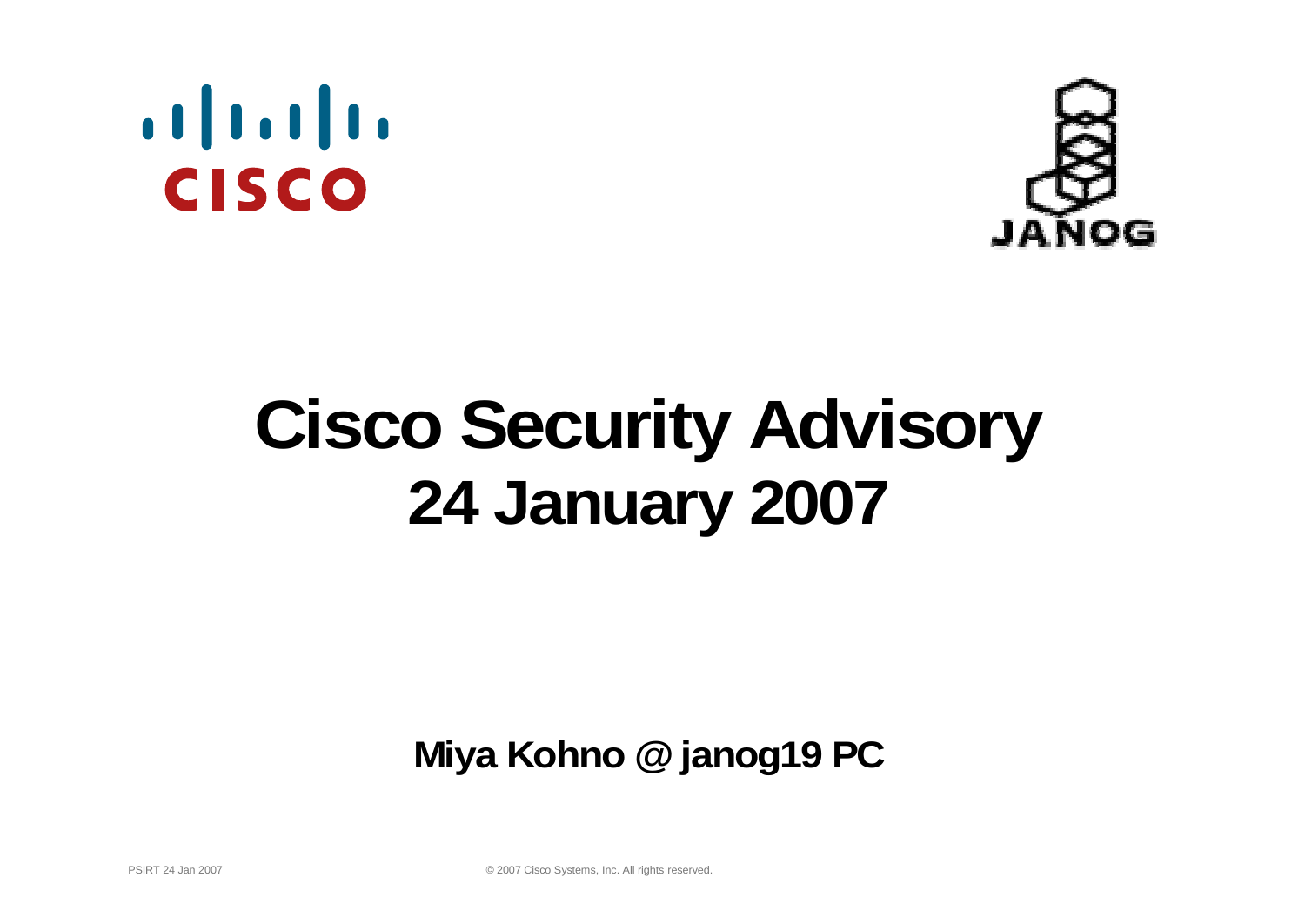# Cisco Security Advisory
# 24 January 2007

**Miya Kohno @ janog19 PC**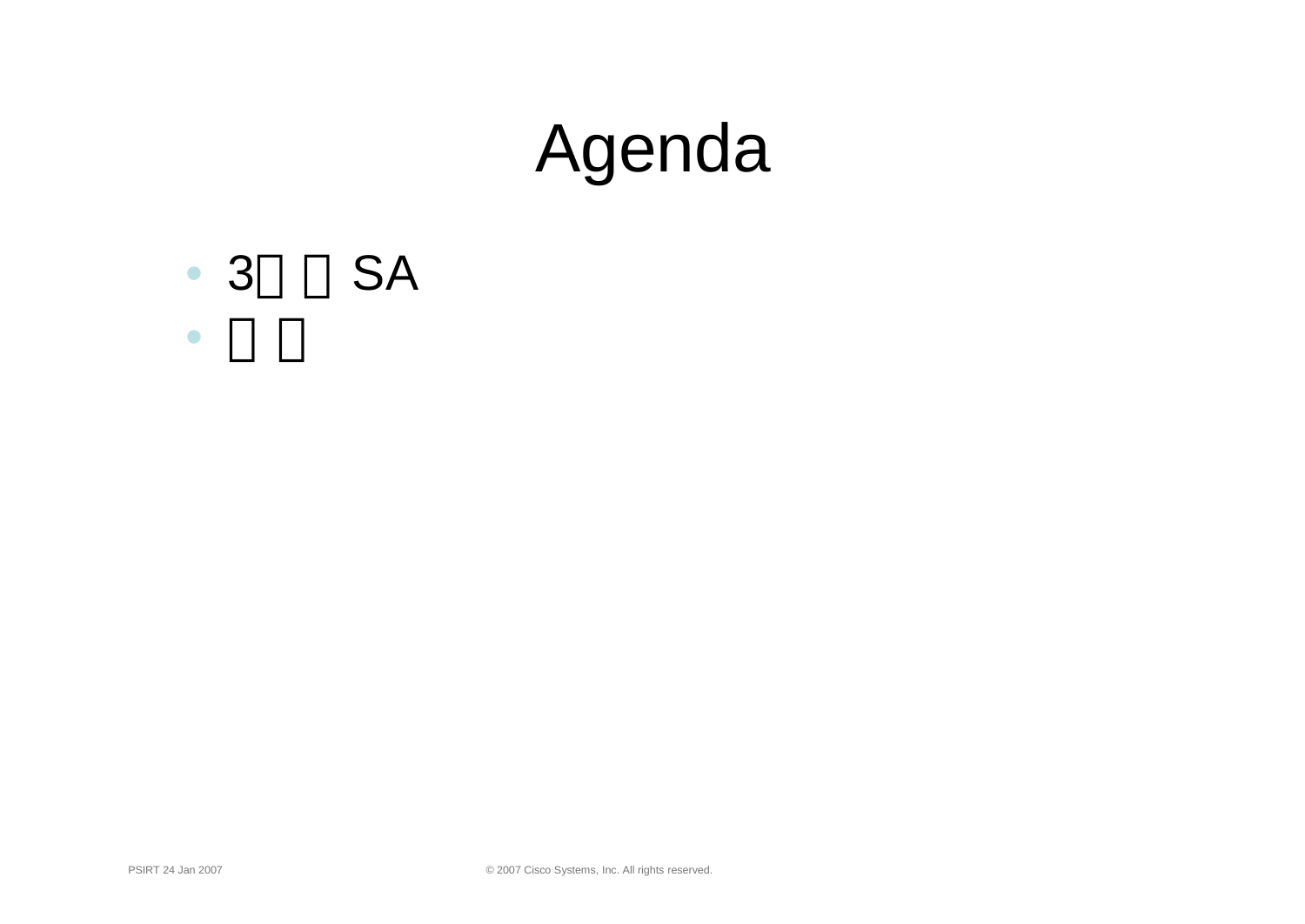# Agenda

- 3□ □ SA
- □ □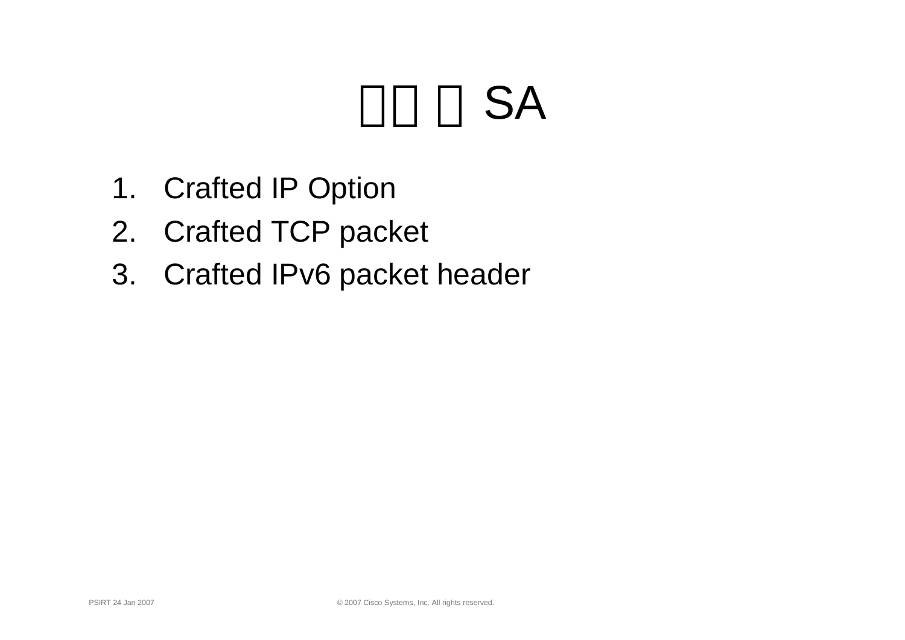# □□ □ SA

1. Crafted IP Option
2. Crafted TCP packet
3. Crafted IPv6 packet header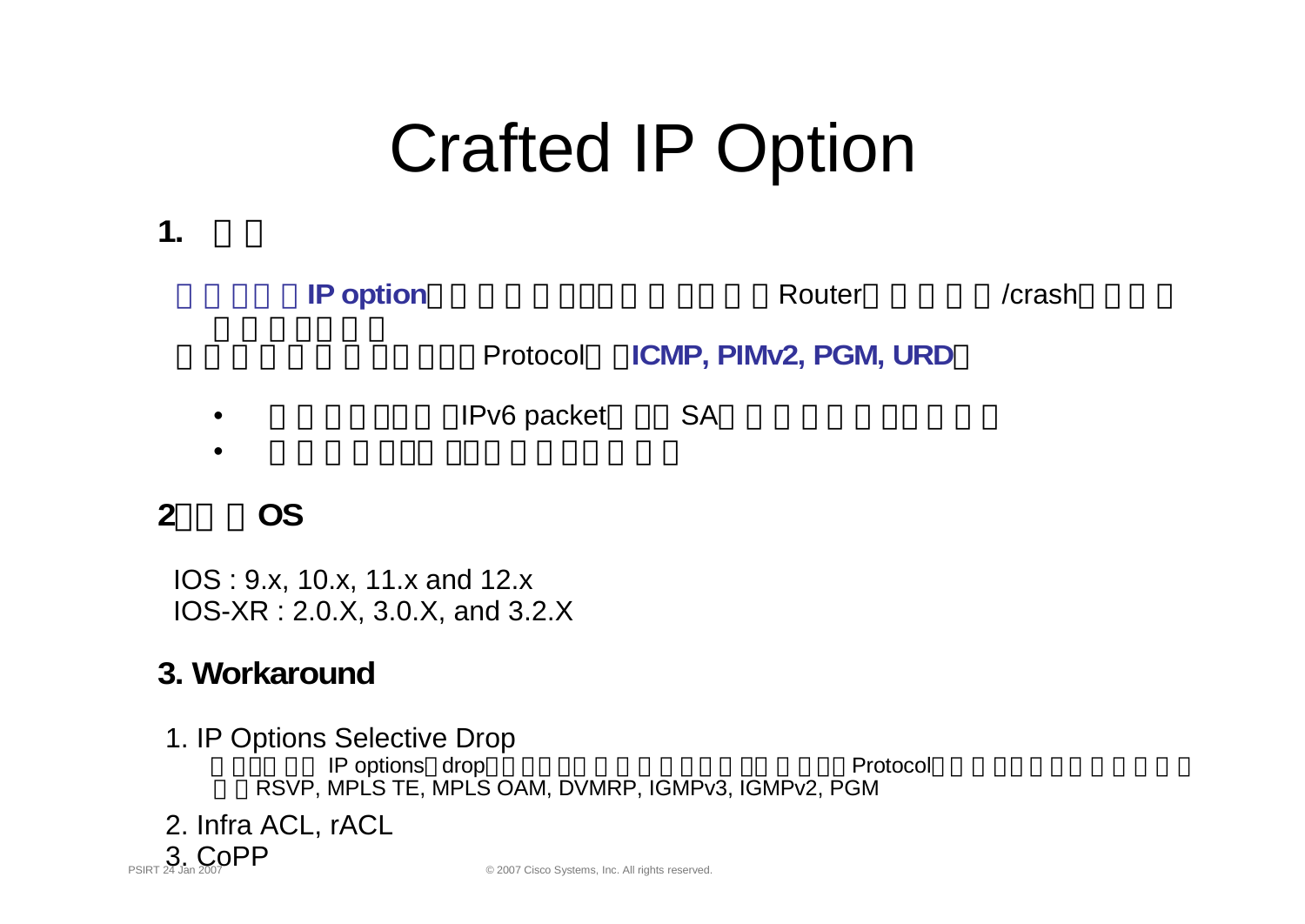# Crafted IP Option

## 1. □□

□□□□□**IP option**□□□□□□□□□□□□□□Router□□□□□/crash□□□□□□□□□□□

□□□□□□□□□□□Protocol□□**ICMP, PIMv2, PGM, URD**□

- □□□□□□□□IPv6 packet□□□SA□□□□□□□□□□□□
- □□□□□□□□□□□□□□□□□□□

## 2□□□OS

IOS : 9.x, 10.x, 11.x and 12.x
IOS-XR : 2.0.X, 3.0.X, and 3.2.X

## 3. Workaround

1. IP Options Selective Drop
   □□□□□□ IP options□drop□□□□□□□□□□□□□□□□□□□□Protocol□□□□□□□□□□□□□□□□□RSVP, MPLS TE, MPLS OAM, DVMRP, IGMPv3, IGMPv2, PGM
2. Infra ACL, rACL
3. CoPP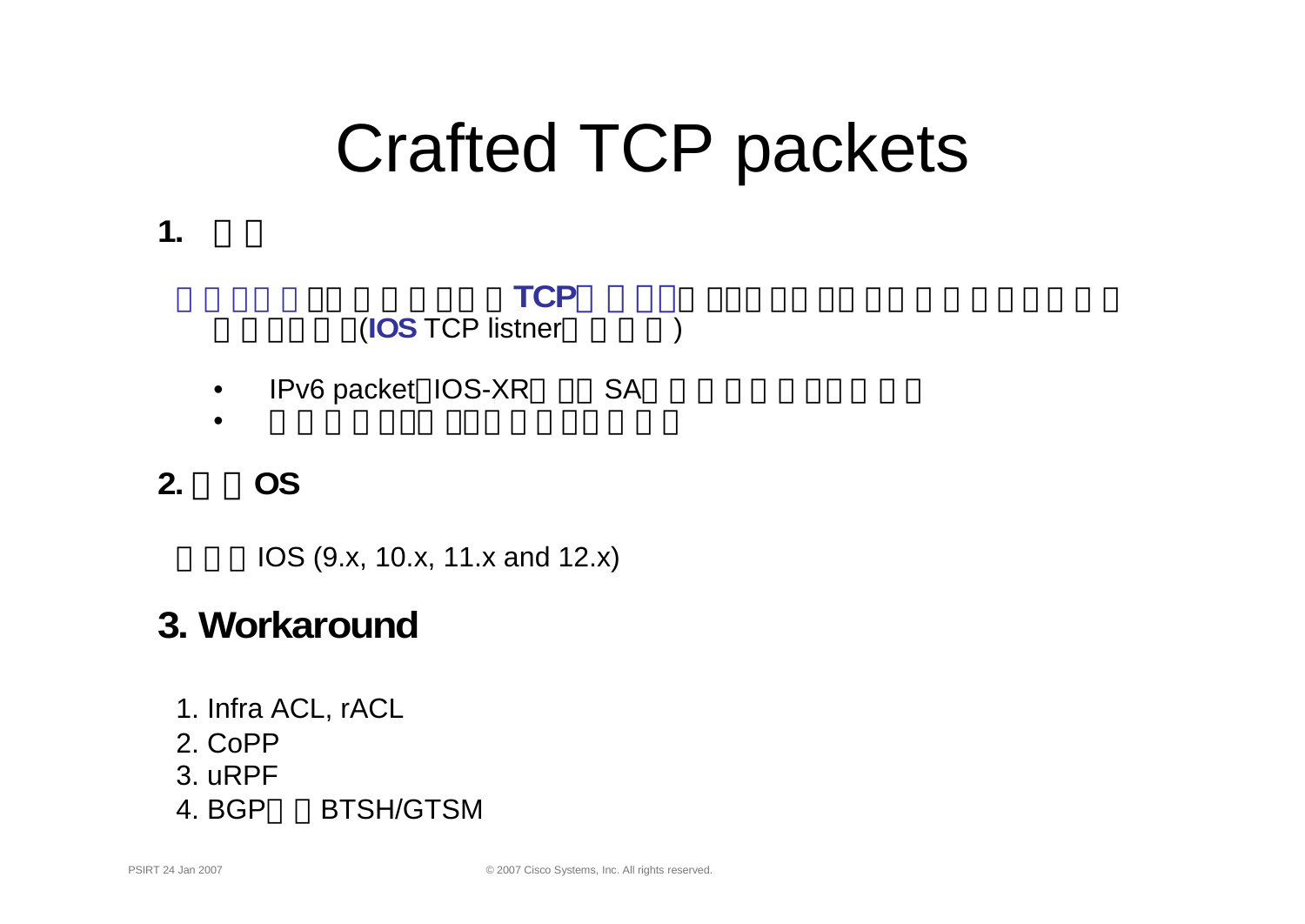# Crafted TCP packets

## 1. □ □

□ □ □□ □ □□ □ □ □ □□ □ **TCP**□ □ □□□ □□□ □□ □□ □□ □ □ □ □ □ □ □ □ □ □□ □ □(**IOS** TCP listner□ □ □ □)

- IPv6 packet□IOS-XR□ □□ SA□ □ □ □ □ □ □□ □ □ □
- □ □ □ □ □□□ □□□ □ □ □□ □ □

## 2. □ □OS

□ □ □IOS (9.x, 10.x, 11.x and 12.x)

## 3. Workaround

1. Infra ACL, rACL
2. CoPP
3. uRPF
4. BGP□ □BTSH/GTSM

PSIRT 24 Jan 2007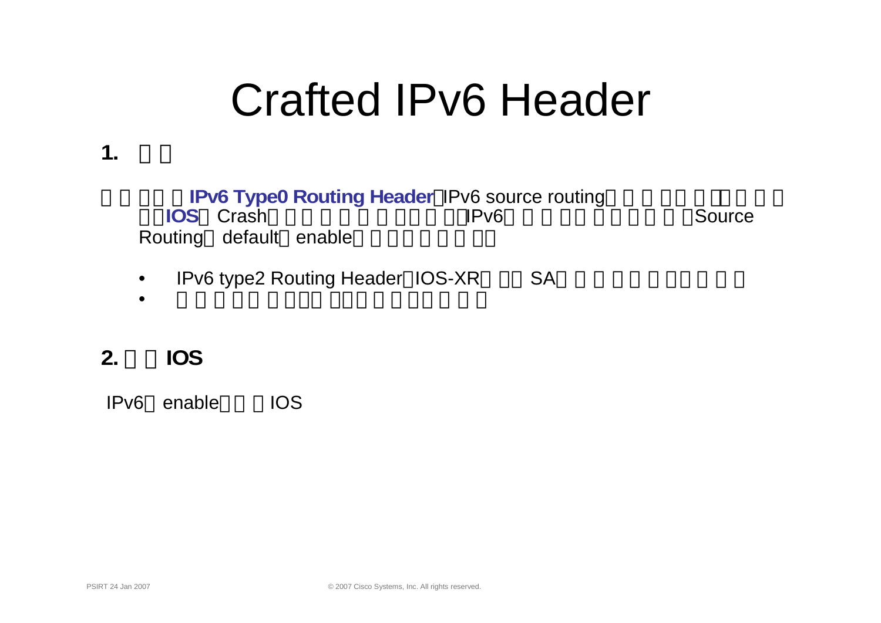# Crafted IPv6 Header

**1.**

**IPv6 Type0 Routing Header** IPv6 source routing **IOS** Crash IPv6 Source Routing default enable

- IPv6 type2 Routing Header IOS-XR SA

**2. IOS**

IPv6 enable IOS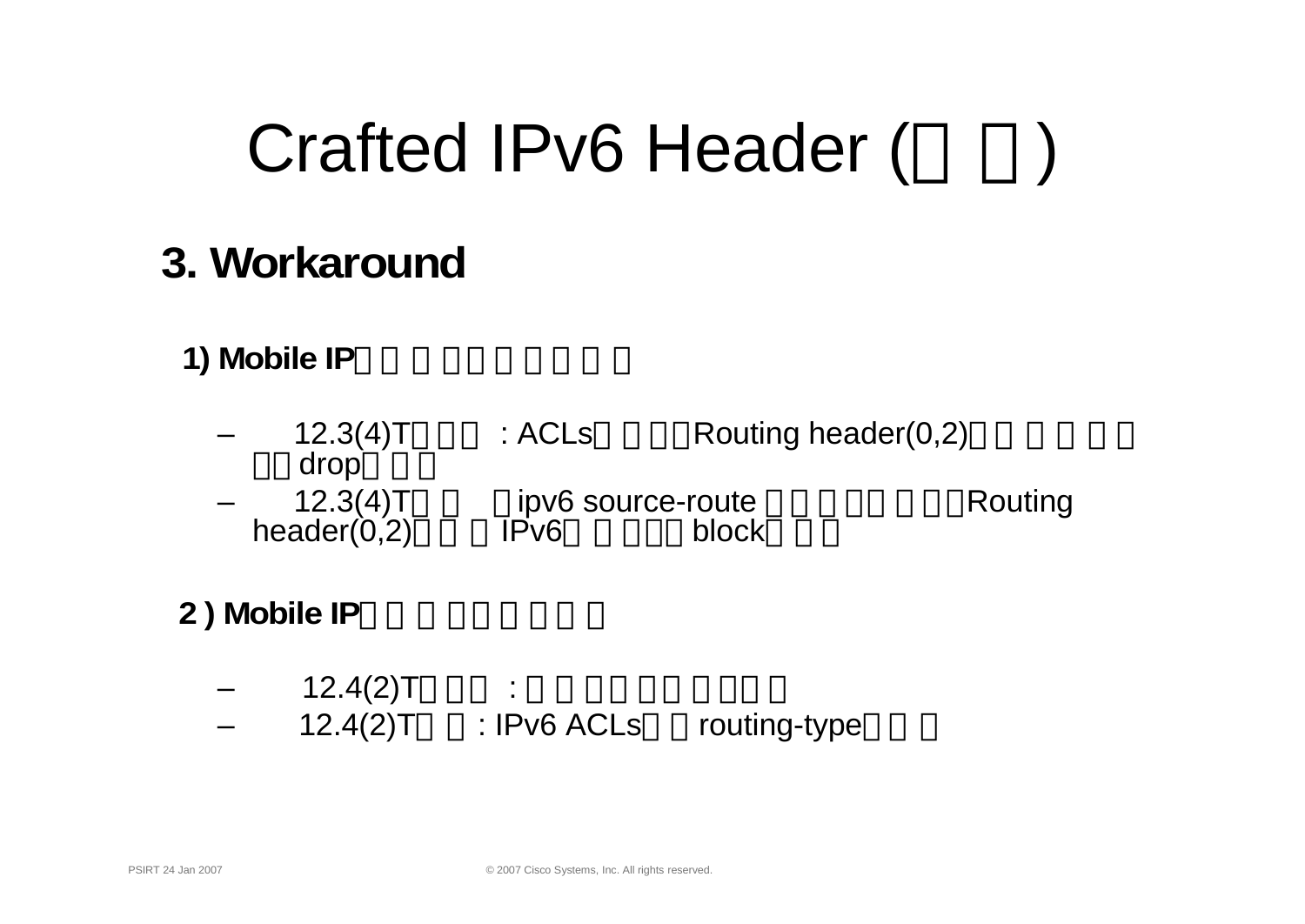# Crafted IPv6 Header (□ □)

## 3. Workaround

### 1) Mobile IP□ □ □ □□□ □ □ □ □

- 12.3(4)T□ □□□ : ACLs□ □ □□Routing header(0,2)□ □ □ □ □ □ □□drop□ □ □
- 12.3(4)T□ □ □ipv6 source-route □ □ □ □□ □ □□Routing header(0,2)□ □ □ IPv6□ □ □□□block□ □ □

### 2 ) Mobile IP□ □ □ □□□ □ □ □

- 12.4(2)T□ □□□ :□ □ □□ □□ □ □□ □
- 12.4(2)T□ □ : IPv6 ACLs□ □ routing-type□ □ □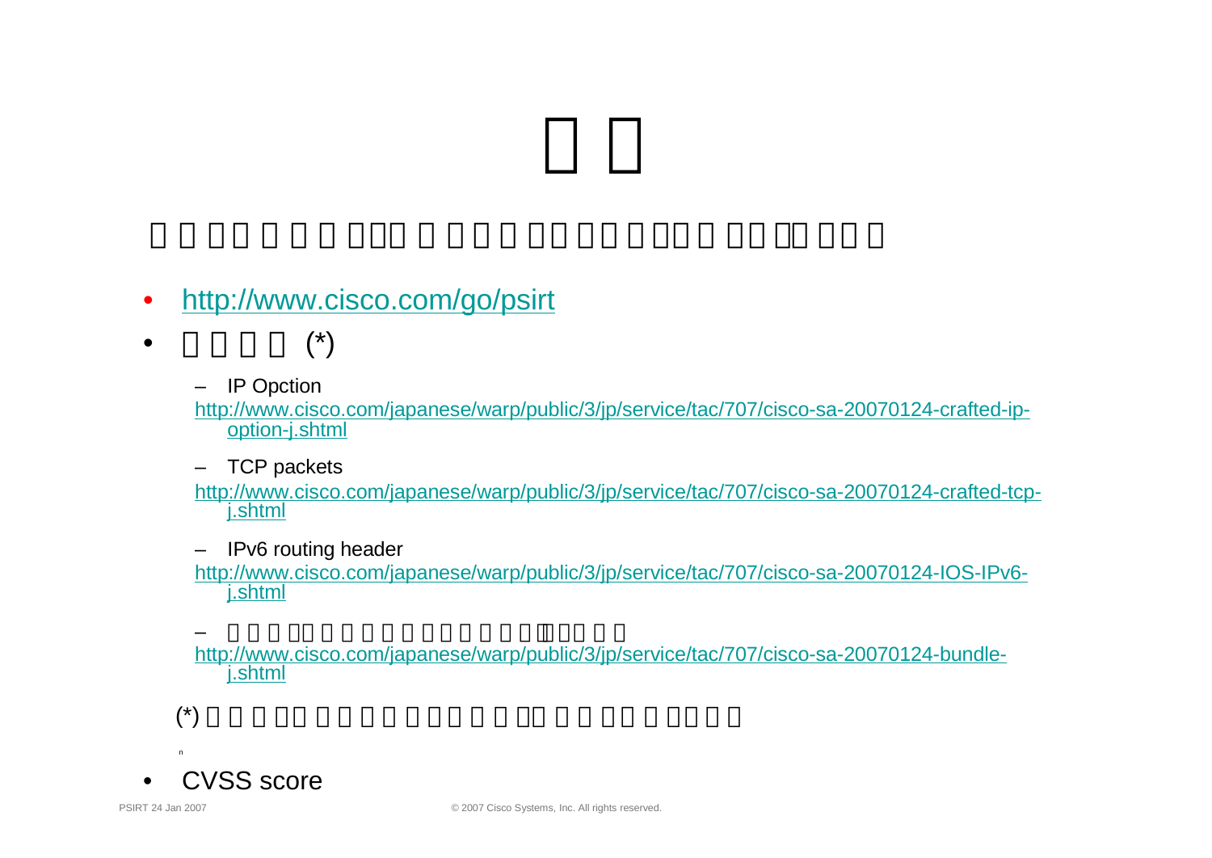- http://www.cisco.com/go/psirt
- (*)
  - IP Opction
    http://www.cisco.com/japanese/warp/public/3/jp/service/tac/707/cisco-sa-20070124-crafted-ip-option-j.shtml
  - TCP packets
    http://www.cisco.com/japanese/warp/public/3/jp/service/tac/707/cisco-sa-20070124-crafted-tcp-j.shtml
  - IPv6 routing header
    http://www.cisco.com/japanese/warp/public/3/jp/service/tac/707/cisco-sa-20070124-IOS-IPv6-j.shtml
  -
    http://www.cisco.com/japanese/warp/public/3/jp/service/tac/707/cisco-sa-20070124-bundle-j.shtml

(*)

- CVSS score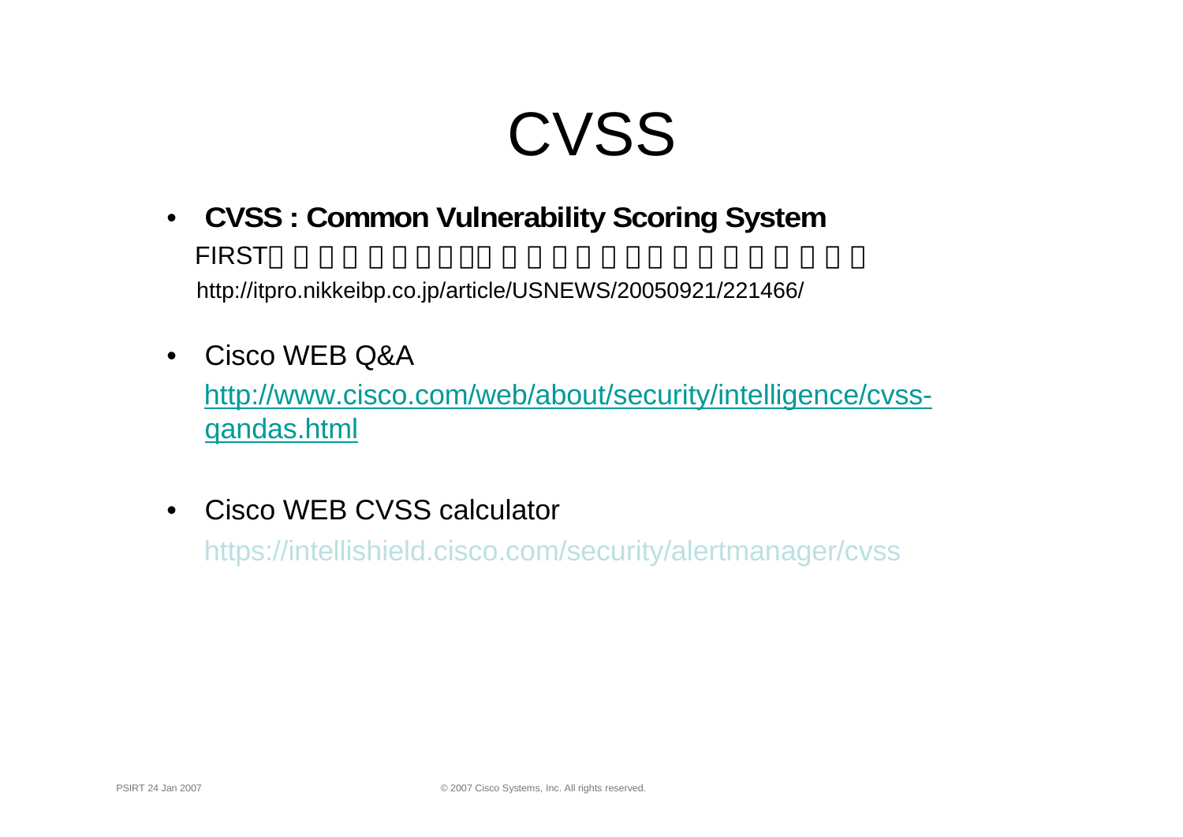# CVSS

- **CVSS : Common Vulnerability Scoring System**

  FIRST

  http://itpro.nikkeibp.co.jp/article/USNEWS/20050921/221466/

- Cisco WEB Q&A

  http://www.cisco.com/web/about/security/intelligence/cvss-qandas.html

- Cisco WEB CVSS calculator

  https://intellishield.cisco.com/security/alertmanager/cvss